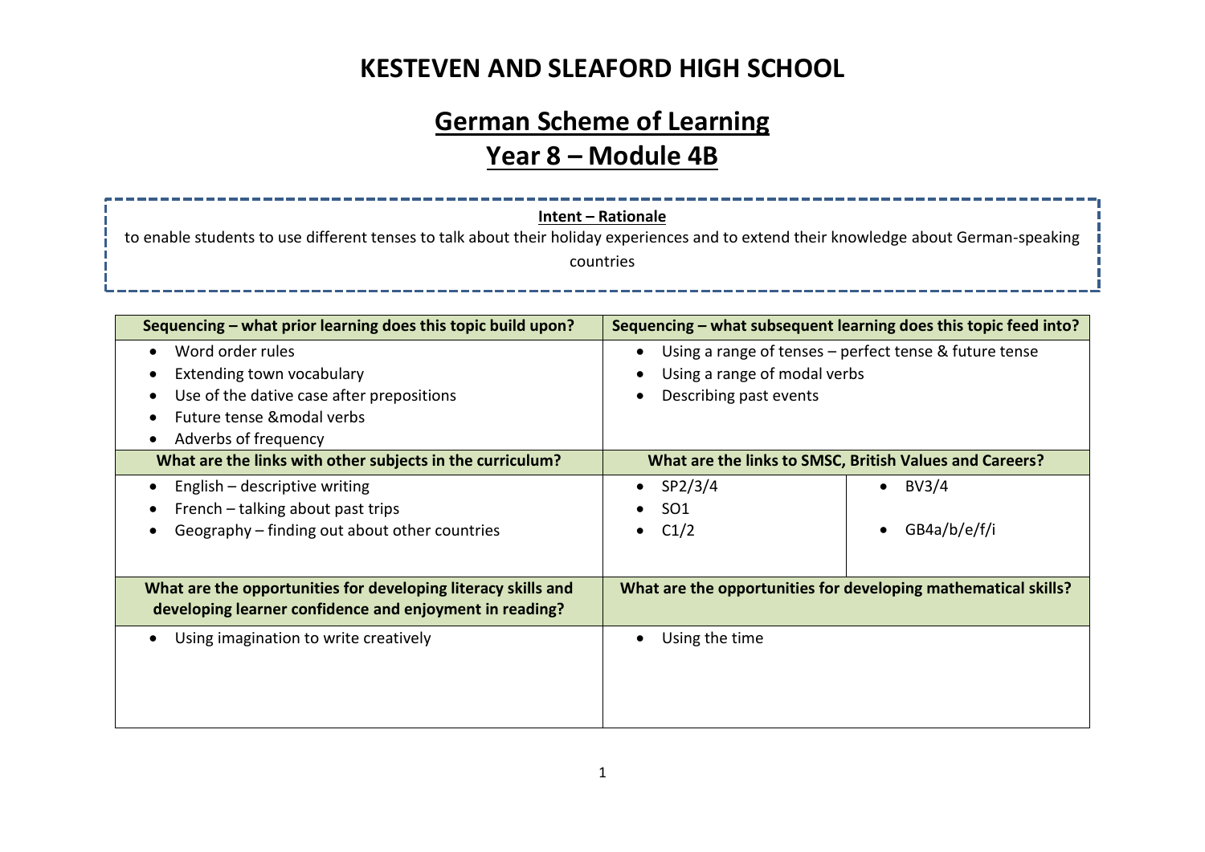# KESTEVEN AND SLEAFORD HIGH SCHOOL

## German Scheme of Learning

## Year 8 – Module 4B

**Intent – Rationale**

to enable students to use different tenses to talk about their holiday experiences and to extend their knowledge about German-speaking countries

| Sequencing – what prior learning does this topic build upon? | Sequencing – what subsequent learning does this topic feed into? | |
|---|---|---|
| • Word order rules<br>• Extending town vocabulary<br>• Use of the dative case after prepositions<br>• Future tense &modal verbs<br>• Adverbs of frequency | • Using a range of tenses – perfect tense & future tense<br>• Using a range of modal verbs<br>• Describing past events | |
| **What are the links with other subjects in the curriculum?** | **What are the links to SMSC, British Values and Careers?** | |
| • English – descriptive writing<br>• French – talking about past trips<br>• Geography – finding out about other countries | • SP2/3/4<br>• SO1<br>• C1/2 | • BV3/4<br>• GB4a/b/e/f/i |
| **What are the opportunities for developing literacy skills and developing learner confidence and enjoyment in reading?** | **What are the opportunities for developing mathematical skills?** | |
| • Using imagination to write creatively | • Using the time | |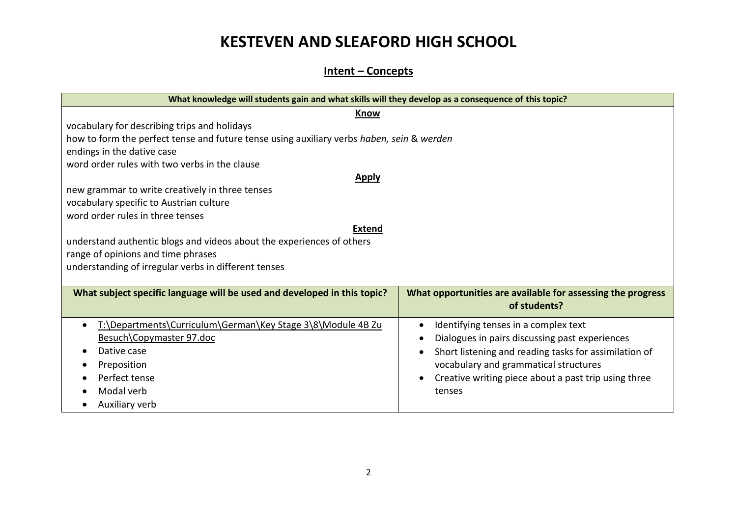# KESTEVEN AND SLEAFORD HIGH SCHOOL

## Intent – Concepts

| What knowledge will students gain and what skills will they develop as a consequence of this topic? |
|---|
| **Know** |
| vocabulary for describing trips and holidays<br>how to form the perfect tense and future tense using auxiliary verbs *haben, sein* & *werden*<br>endings in the dative case<br>word order rules with two verbs in the clause |
| **Apply** |
| new grammar to write creatively in three tenses<br>vocabulary specific to Austrian culture<br>word order rules in three tenses |
| **Extend** |
| understand authentic blogs and videos about the experiences of others<br>range of opinions and time phrases<br>understanding of irregular verbs in different tenses |

| What subject specific language will be used and developed in this topic? | What opportunities are available for assessing the progress of students? |
|---|---|
| • T:\Departments\Curriculum\German\Key Stage 3\8\Module 4B Zu Besuch\Copymaster 97.doc<br>• Dative case<br>• Preposition<br>• Perfect tense<br>• Modal verb<br>• Auxiliary verb | • Identifying tenses in a complex text<br>• Dialogues in pairs discussing past experiences<br>• Short listening and reading tasks for assimilation of vocabulary and grammatical structures<br>• Creative writing piece about a past trip using three tenses |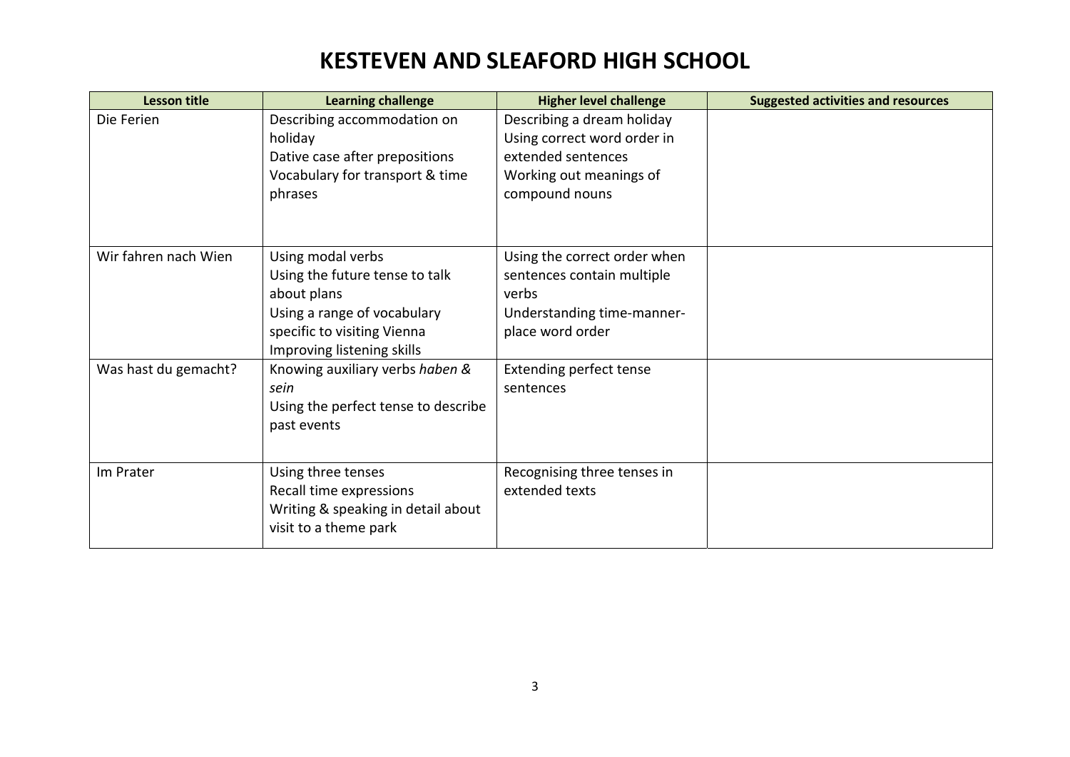# KESTEVEN AND SLEAFORD HIGH SCHOOL

| Lesson title | Learning challenge | Higher level challenge | Suggested activities and resources |
|---|---|---|---|
| Die Ferien | Describing accommodation on holiday<br>Dative case after prepositions<br>Vocabulary for transport & time phrases | Describing a dream holiday<br>Using correct word order in extended sentences<br>Working out meanings of compound nouns | |
| Wir fahren nach Wien | Using modal verbs<br>Using the future tense to talk about plans<br>Using a range of vocabulary specific to visiting Vienna<br>Improving listening skills | Using the correct order when sentences contain multiple verbs<br>Understanding time-manner-place word order | |
| Was hast du gemacht? | Knowing auxiliary verbs *haben & sein*<br>Using the perfect tense to describe past events | Extending perfect tense sentences | |
| Im Prater | Using three tenses<br>Recall time expressions<br>Writing & speaking in detail about visit to a theme park | Recognising three tenses in extended texts | |